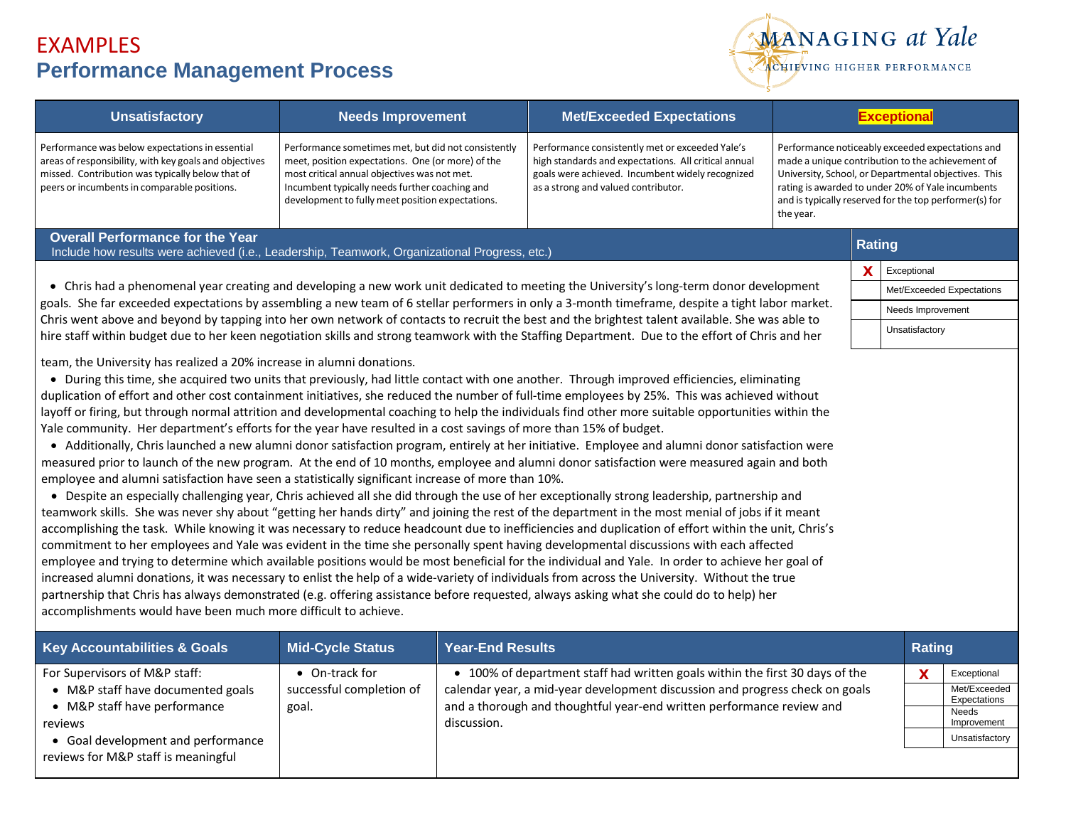# EXAMPLES

## Performance Management Process

MANAGING *at Yale*
ACHIEVING HIGHER PERFORMANCE

| Unsatisfactory | Needs Improvement | Met/Exceeded Expectations | **Exceptional** |
|---|---|---|---|
| Performance was below expectations in essential areas of responsibility, with key goals and objectives missed. Contribution was typically below that of peers or incumbents in comparable positions. | Performance sometimes met, but did not consistently meet, position expectations. One (or more) of the most critical annual objectives was not met. Incumbent typically needs further coaching and development to fully meet position expectations. | Performance consistently met or exceeded Yale's high standards and expectations. All critical annual goals were achieved. Incumbent widely recognized as a strong and valued contributor. | Performance noticeably exceeded expectations and made a unique contribution to the achievement of University, School, or Departmental objectives. This rating is awarded to under 20% of Yale incumbents and is typically reserved for the top performer(s) for the year. |

### Overall Performance for the Year

Include how results were achieved (i.e., Leadership, Teamwork, Organizational Progress, etc.)

**Rating**

| | |
|---|---|
| X | Exceptional |
| | Met/Exceeded Expectations |
| | Needs Improvement |
| | Unsatisfactory |

- Chris had a phenomenal year creating and developing a new work unit dedicated to meeting the University's long-term donor development goals. She far exceeded expectations by assembling a new team of 6 stellar performers in only a 3-month timeframe, despite a tight labor market. Chris went above and beyond by tapping into her own network of contacts to recruit the best and the brightest talent available. She was able to hire staff within budget due to her keen negotiation skills and strong teamwork with the Staffing Department. Due to the effort of Chris and her team, the University has realized a 20% increase in alumni donations.
- During this time, she acquired two units that previously, had little contact with one another. Through improved efficiencies, eliminating duplication of effort and other cost containment initiatives, she reduced the number of full-time employees by 25%. This was achieved without layoff or firing, but through normal attrition and developmental coaching to help the individuals find other more suitable opportunities within the Yale community. Her department's efforts for the year have resulted in a cost savings of more than 15% of budget.
- Additionally, Chris launched a new alumni donor satisfaction program, entirely at her initiative. Employee and alumni donor satisfaction were measured prior to launch of the new program. At the end of 10 months, employee and alumni donor satisfaction were measured again and both employee and alumni satisfaction have seen a statistically significant increase of more than 10%.
- Despite an especially challenging year, Chris achieved all she did through the use of her exceptionally strong leadership, partnership and teamwork skills. She was never shy about "getting her hands dirty" and joining the rest of the department in the most menial of jobs if it meant accomplishing the task. While knowing it was necessary to reduce headcount due to inefficiencies and duplication of effort within the unit, Chris's commitment to her employees and Yale was evident in the time she personally spent having developmental discussions with each affected employee and trying to determine which available positions would be most beneficial for the individual and Yale. In order to achieve her goal of increased alumni donations, it was necessary to enlist the help of a wide-variety of individuals from across the University. Without the true partnership that Chris has always demonstrated (e.g. offering assistance before requested, always asking what she could do to help) her accomplishments would have been much more difficult to achieve.

| Key Accountabilities & Goals | Mid-Cycle Status | Year-End Results | Rating | |
|---|---|---|---|---|
| For Supervisors of M&P staff:<br>• M&P staff have documented goals<br>• M&P staff have performance reviews<br>• Goal development and performance reviews for M&P staff is meaningful | • On-track for successful completion of goal. | • 100% of department staff had written goals within the first 30 days of the calendar year, a mid-year development discussion and progress check on goals and a thorough and thoughtful year-end written performance review and discussion. | X | Exceptional |
| | | | | Met/Exceeded Expectations |
| | | | | Needs Improvement |
| | | | | Unsatisfactory |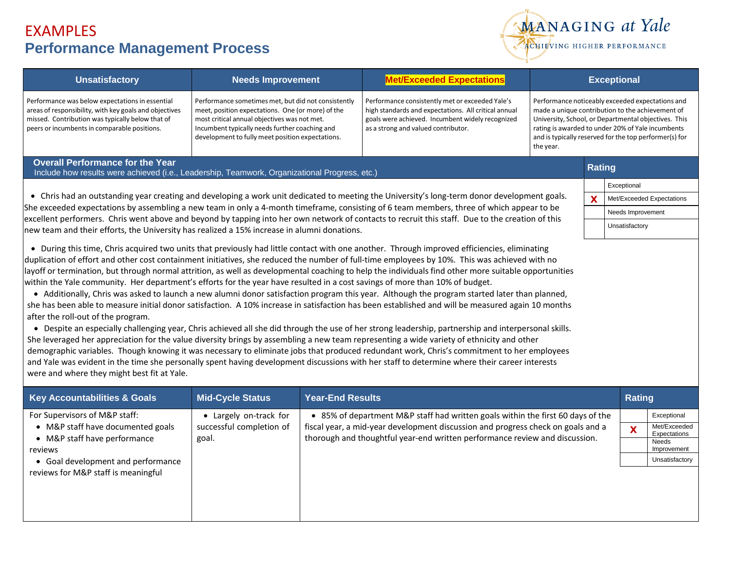# EXAMPLES
## Performance Management Process

| Unsatisfactory | Needs Improvement | Met/Exceeded Expectations | Exceptional |
|---|---|---|---|
| Performance was below expectations in essential areas of responsibility, with key goals and objectives missed. Contribution was typically below that of peers or incumbents in comparable positions. | Performance sometimes met, but did not consistently meet, position expectations. One (or more) of the most critical annual objectives was not met. Incumbent typically needs further coaching and development to fully meet position expectations. | Performance consistently met or exceeded Yale's high standards and expectations. All critical annual goals were achieved. Incumbent widely recognized as a strong and valued contributor. | Performance noticeably exceeded expectations and made a unique contribution to the achievement of University, School, or Departmental objectives. This rating is awarded to under 20% of Yale incumbents and is typically reserved for the top performer(s) for the year. |

### Overall Performance for the Year

Include how results were achieved (i.e., Leadership, Teamwork, Organizational Progress, etc.)

- Chris had an outstanding year creating and developing a work unit dedicated to meeting the University's long-term donor development goals. She exceeded expectations by assembling a new team in only a 4-month timeframe, consisting of 6 team members, three of which appear to be excellent performers. Chris went above and beyond by tapping into her own network of contacts to recruit this staff. Due to the creation of this new team and their efforts, the University has realized a 15% increase in alumni donations.
- During this time, Chris acquired two units that previously had little contact with one another. Through improved efficiencies, eliminating duplication of effort and other cost containment initiatives, she reduced the number of full-time employees by 10%. This was achieved with no layoff or termination, but through normal attrition, as well as developmental coaching to help the individuals find other more suitable opportunities within the Yale community. Her department's efforts for the year have resulted in a cost savings of more than 10% of budget.
- Additionally, Chris was asked to launch a new alumni donor satisfaction program this year. Although the program started later than planned, she has been able to measure initial donor satisfaction. A 10% increase in satisfaction has been established and will be measured again 10 months after the roll-out of the program.
- Despite an especially challenging year, Chris achieved all she did through the use of her strong leadership, partnership and interpersonal skills. She leveraged her appreciation for the value diversity brings by assembling a new team representing a wide variety of ethnicity and other demographic variables. Though knowing it was necessary to eliminate jobs that produced redundant work, Chris's commitment to her employees and Yale was evident in the time she personally spent having development discussions with her staff to determine where their career interests were and where they might best fit at Yale.

| Rating | |
|---|---|
| | Exceptional |
| X | Met/Exceeded Expectations |
| | Needs Improvement |
| | Unsatisfactory |

| Key Accountabilities & Goals | Mid-Cycle Status | Year-End Results | Rating |
|---|---|---|---|
| For Supervisors of M&P staff:<br>• M&P staff have documented goals<br>• M&P staff have performance reviews<br>• Goal development and performance reviews for M&P staff is meaningful | • Largely on-track for successful completion of goal. | • 85% of department M&P staff had written goals within the first 60 days of the fiscal year, a mid-year development discussion and progress check on goals and a thorough and thoughtful year-end written performance review and discussion. | [ ] Exceptional<br>[X] Met/Exceeded Expectations<br>[ ] Needs Improvement<br>[ ] Unsatisfactory |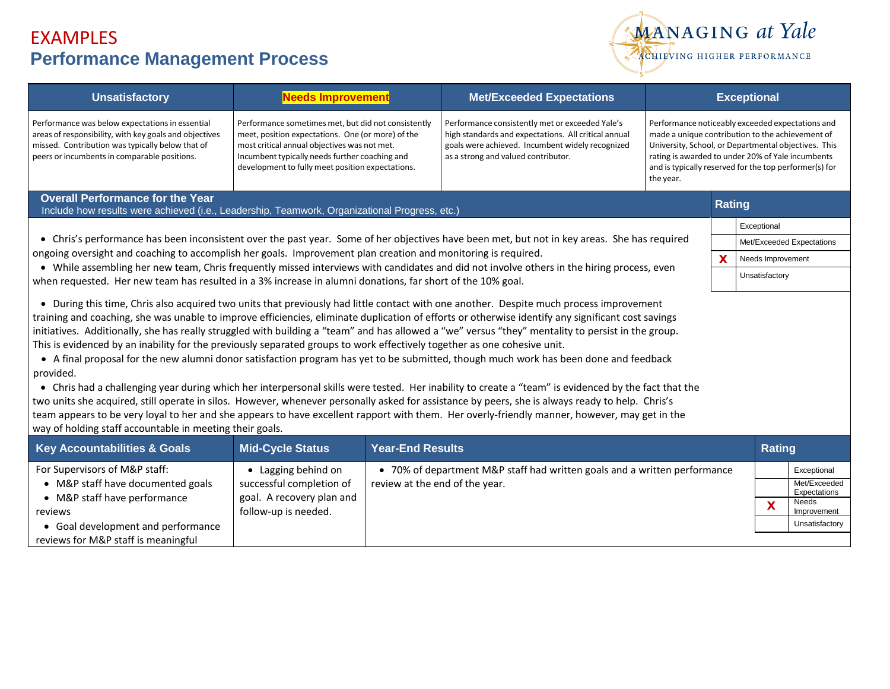# EXAMPLES

## Performance Management Process

MANAGING *at Yale*
ACHIEVING HIGHER PERFORMANCE

| Unsatisfactory | **Needs Improvement** | Met/Exceeded Expectations | Exceptional |
|---|---|---|---|
| Performance was below expectations in essential areas of responsibility, with key goals and objectives missed. Contribution was typically below that of peers or incumbents in comparable positions. | Performance sometimes met, but did not consistently meet, position expectations. One (or more) of the most critical annual objectives was not met. Incumbent typically needs further coaching and development to fully meet position expectations. | Performance consistently met or exceeded Yale's high standards and expectations. All critical annual goals were achieved. Incumbent widely recognized as a strong and valued contributor. | Performance noticeably exceeded expectations and made a unique contribution to the achievement of University, School, or Departmental objectives. This rating is awarded to under 20% of Yale incumbents and is typically reserved for the top performer(s) for the year. |

### Overall Performance for the Year

Include how results were achieved (i.e., Leadership, Teamwork, Organizational Progress, etc.)

| Rating | |
|---|---|
| | Exceptional |
| | Met/Exceeded Expectations |
| X | Needs Improvement |
| | Unsatisfactory |

- Chris's performance has been inconsistent over the past year. Some of her objectives have been met, but not in key areas. She has required ongoing oversight and coaching to accomplish her goals. Improvement plan creation and monitoring is required.
- While assembling her new team, Chris frequently missed interviews with candidates and did not involve others in the hiring process, even when requested. Her new team has resulted in a 3% increase in alumni donations, far short of the 10% goal.
- During this time, Chris also acquired two units that previously had little contact with one another. Despite much process improvement training and coaching, she was unable to improve efficiencies, eliminate duplication of efforts or otherwise identify any significant cost savings initiatives. Additionally, she has really struggled with building a "team" and has allowed a "we" versus "they" mentality to persist in the group. This is evidenced by an inability for the previously separated groups to work effectively together as one cohesive unit.
- A final proposal for the new alumni donor satisfaction program has yet to be submitted, though much work has been done and feedback provided.
- Chris had a challenging year during which her interpersonal skills were tested. Her inability to create a "team" is evidenced by the fact that the two units she acquired, still operate in silos. However, whenever personally asked for assistance by peers, she is always ready to help. Chris's team appears to be very loyal to her and she appears to have excellent rapport with them. Her overly-friendly manner, however, may get in the way of holding staff accountable in meeting their goals.

| Key Accountabilities & Goals | Mid-Cycle Status | Year-End Results | Rating |
|---|---|---|---|
| For Supervisors of M&P staff:<br>• M&P staff have documented goals<br>• M&P staff have performance reviews<br>• Goal development and performance reviews for M&P staff is meaningful | • Lagging behind on successful completion of goal. A recovery plan and follow-up is needed. | • 70% of department M&P staff had written goals and a written performance review at the end of the year. | [ ] Exceptional<br>[ ] Met/Exceeded Expectations<br>[X] Needs Improvement<br>[ ] Unsatisfactory |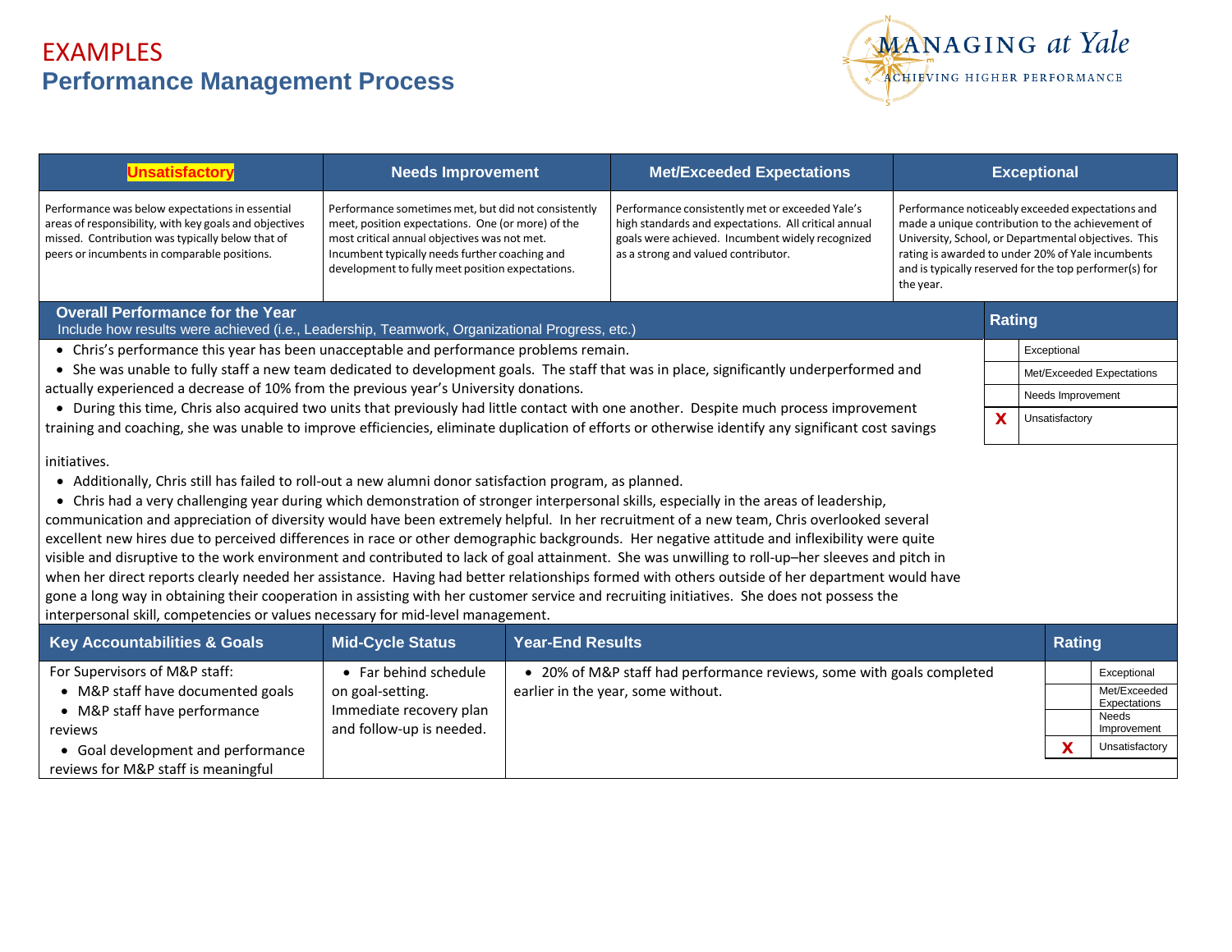EXAMPLES

# Performance Management Process

MANAGING at Yale

ACHIEVING HIGHER PERFORMANCE

| Unsatisfactory | Needs Improvement | Met/Exceeded Expectations | Exceptional |
|---|---|---|---|
| Performance was below expectations in essential areas of responsibility, with key goals and objectives missed. Contribution was typically below that of peers or incumbents in comparable positions. | Performance sometimes met, but did not consistently meet, position expectations. One (or more) of the most critical annual objectives was not met. Incumbent typically needs further coaching and development to fully meet position expectations. | Performance consistently met or exceeded Yale's high standards and expectations. All critical annual goals were achieved. Incumbent widely recognized as a strong and valued contributor. | Performance noticeably exceeded expectations and made a unique contribution to the achievement of University, School, or Departmental objectives. This rating is awarded to under 20% of Yale incumbents and is typically reserved for the top performer(s) for the year. |

## Overall Performance for the Year

Include how results were achieved (i.e., Leadership, Teamwork, Organizational Progress, etc.)

- Chris's performance this year has been unacceptable and performance problems remain.
- She was unable to fully staff a new team dedicated to development goals. The staff that was in place, significantly underperformed and actually experienced a decrease of 10% from the previous year's University donations.
- During this time, Chris also acquired two units that previously had little contact with one another. Despite much process improvement training and coaching, she was unable to improve efficiencies, eliminate duplication of efforts or otherwise identify any significant cost savings initiatives.
- Additionally, Chris still has failed to roll-out a new alumni donor satisfaction program, as planned.
- Chris had a very challenging year during which demonstration of stronger interpersonal skills, especially in the areas of leadership, communication and appreciation of diversity would have been extremely helpful. In her recruitment of a new team, Chris overlooked several excellent new hires due to perceived differences in race or other demographic backgrounds. Her negative attitude and inflexibility were quite visible and disruptive to the work environment and contributed to lack of goal attainment. She was unwilling to roll-up–her sleeves and pitch in when her direct reports clearly needed her assistance. Having had better relationships formed with others outside of her department would have gone a long way in obtaining their cooperation in assisting with her customer service and recruiting initiatives. She does not possess the interpersonal skill, competencies or values necessary for mid-level management.

| Rating | |
|---|---|
| | Exceptional |
| | Met/Exceeded Expectations |
| | Needs Improvement |
| X | Unsatisfactory |

| Key Accountabilities & Goals | Mid-Cycle Status | Year-End Results | Rating | |
|---|---|---|---|---|
| For Supervisors of M&P staff:<br>• M&P staff have documented goals<br>• M&P staff have performance reviews<br>• Goal development and performance reviews for M&P staff is meaningful | • Far behind schedule on goal-setting. Immediate recovery plan and follow-up is needed. | • 20% of M&P staff had performance reviews, some with goals completed earlier in the year, some without. | | Exceptional |
| | | | | Met/Exceeded Expectations |
| | | | | Needs Improvement |
| | | | X | Unsatisfactory |